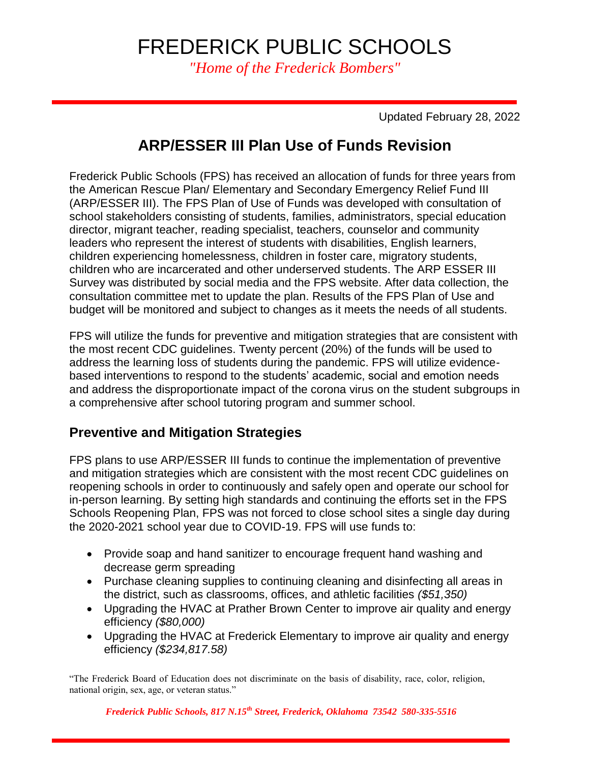# FREDERICK PUBLIC SCHOOLS

*"Home of the Frederick Bombers"*

Updated February 28, 2022

## ARP/ESSER III Plan Use of Funds Revision

Frederick Public Schools (FPS) has received an allocation of funds for three years from the American Rescue Plan/ Elementary and Secondary Emergency Relief Fund III (ARP/ESSER III). The FPS Plan of Use of Funds was developed with consultation of school stakeholders consisting of students, families, administrators, special education director, migrant teacher, reading specialist, teachers, counselor and community leaders who represent the interest of students with disabilities, English learners, children experiencing homelessness, children in foster care, migratory students, children who are incarcerated and other underserved students. The ARP ESSER III Survey was distributed by social media and the FPS website. After data collection, the consultation committee met to update the plan. Results of the FPS Plan of Use and budget will be monitored and subject to changes as it meets the needs of all students.

FPS will utilize the funds for preventive and mitigation strategies that are consistent with the most recent CDC guidelines. Twenty percent (20%) of the funds will be used to address the learning loss of students during the pandemic. FPS will utilize evidence-based interventions to respond to the students' academic, social and emotion needs and address the disproportionate impact of the corona virus on the student subgroups in a comprehensive after school tutoring program and summer school.

### Preventive and Mitigation Strategies

FPS plans to use ARP/ESSER III funds to continue the implementation of preventive and mitigation strategies which are consistent with the most recent CDC guidelines on reopening schools in order to continuously and safely open and operate our school for in-person learning. By setting high standards and continuing the efforts set in the FPS Schools Reopening Plan, FPS was not forced to close school sites a single day during the 2020-2021 school year due to COVID-19. FPS will use funds to:

- Provide soap and hand sanitizer to encourage frequent hand washing and decrease germ spreading
- Purchase cleaning supplies to continuing cleaning and disinfecting all areas in the district, such as classrooms, offices, and athletic facilities *($51,350)*
- Upgrading the HVAC at Prather Brown Center to improve air quality and energy efficiency *($80,000)*
- Upgrading the HVAC at Frederick Elementary to improve air quality and energy efficiency *($234,817.58)*

"The Frederick Board of Education does not discriminate on the basis of disability, race, color, religion, national origin, sex, age, or veteran status."

***Frederick Public Schools, 817 N.15th Street, Frederick, Oklahoma 73542 580-335-5516***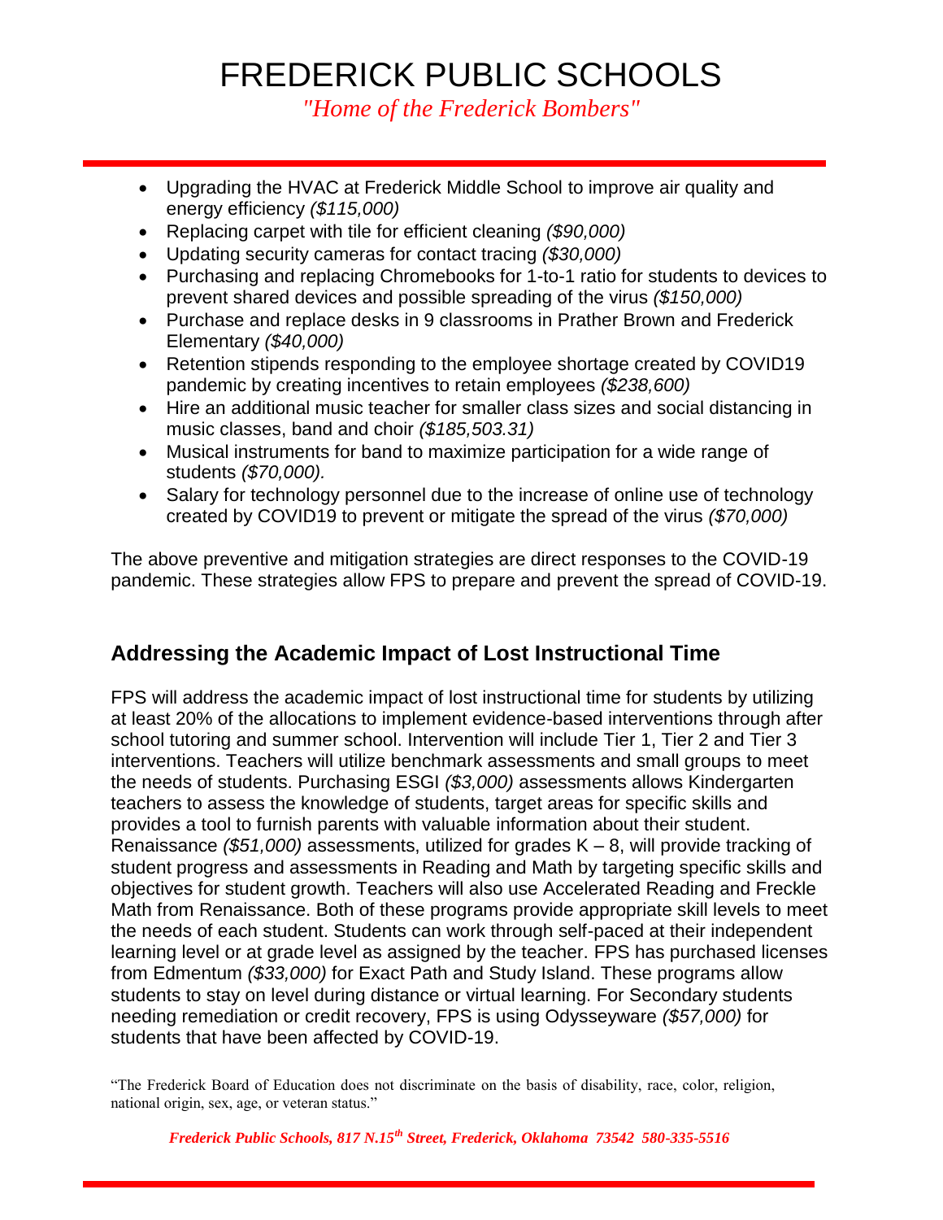- Upgrading the HVAC at Frederick Middle School to improve air quality and energy efficiency *($115,000)*
- Replacing carpet with tile for efficient cleaning *($90,000)*
- Updating security cameras for contact tracing *($30,000)*
- Purchasing and replacing Chromebooks for 1-to-1 ratio for students to devices to prevent shared devices and possible spreading of the virus *($150,000)*
- Purchase and replace desks in 9 classrooms in Prather Brown and Frederick Elementary *($40,000)*
- Retention stipends responding to the employee shortage created by COVID19 pandemic by creating incentives to retain employees *($238,600)*
- Hire an additional music teacher for smaller class sizes and social distancing in music classes, band and choir *($185,503.31)*
- Musical instruments for band to maximize participation for a wide range of students *($70,000).*
- Salary for technology personnel due to the increase of online use of technology created by COVID19 to prevent or mitigate the spread of the virus *($70,000)*

The above preventive and mitigation strategies are direct responses to the COVID-19 pandemic. These strategies allow FPS to prepare and prevent the spread of COVID-19.

## Addressing the Academic Impact of Lost Instructional Time

FPS will address the academic impact of lost instructional time for students by utilizing at least 20% of the allocations to implement evidence-based interventions through after school tutoring and summer school. Intervention will include Tier 1, Tier 2 and Tier 3 interventions. Teachers will utilize benchmark assessments and small groups to meet the needs of students. Purchasing ESGI *($3,000)* assessments allows Kindergarten teachers to assess the knowledge of students, target areas for specific skills and provides a tool to furnish parents with valuable information about their student. Renaissance *($51,000)* assessments, utilized for grades K – 8, will provide tracking of student progress and assessments in Reading and Math by targeting specific skills and objectives for student growth. Teachers will also use Accelerated Reading and Freckle Math from Renaissance. Both of these programs provide appropriate skill levels to meet the needs of each student. Students can work through self-paced at their independent learning level or at grade level as assigned by the teacher. FPS has purchased licenses from Edmentum *($33,000)* for Exact Path and Study Island. These programs allow students to stay on level during distance or virtual learning. For Secondary students needing remediation or credit recovery, FPS is using Odysseyware *($57,000)* for students that have been affected by COVID-19.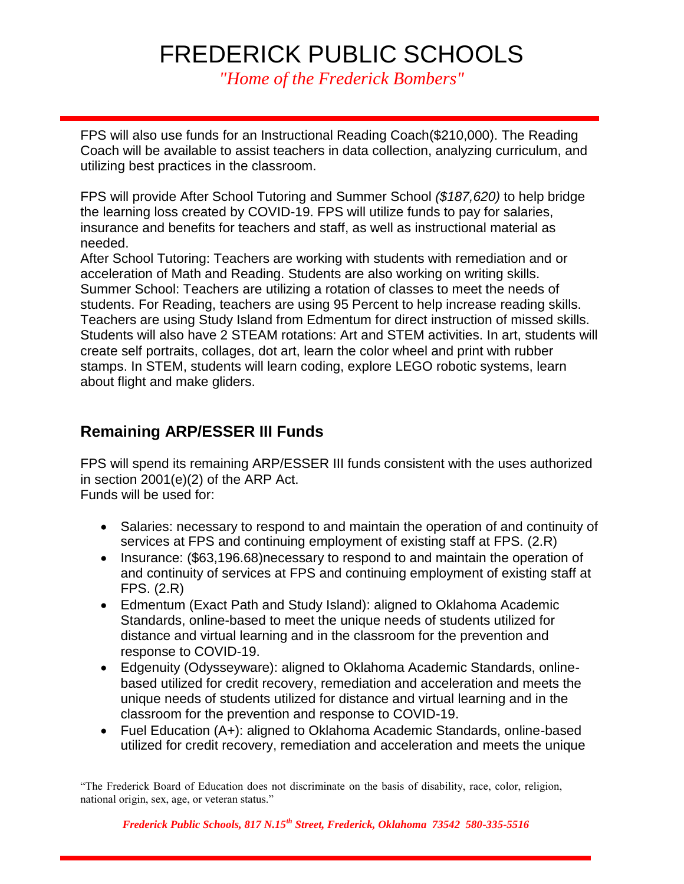FPS will also use funds for an Instructional Reading Coach($210,000). The Reading Coach will be available to assist teachers in data collection, analyzing curriculum, and utilizing best practices in the classroom.

FPS will provide After School Tutoring and Summer School *($187,620)* to help bridge the learning loss created by COVID-19. FPS will utilize funds to pay for salaries, insurance and benefits for teachers and staff, as well as instructional material as needed.
After School Tutoring: Teachers are working with students with remediation and or acceleration of Math and Reading. Students are also working on writing skills.
Summer School: Teachers are utilizing a rotation of classes to meet the needs of students. For Reading, teachers are using 95 Percent to help increase reading skills. Teachers are using Study Island from Edmentum for direct instruction of missed skills. Students will also have 2 STEAM rotations: Art and STEM activities. In art, students will create self portraits, collages, dot art, learn the color wheel and print with rubber stamps. In STEM, students will learn coding, explore LEGO robotic systems, learn about flight and make gliders.

## Remaining ARP/ESSER III Funds

FPS will spend its remaining ARP/ESSER III funds consistent with the uses authorized in section 2001(e)(2) of the ARP Act.
Funds will be used for:

- Salaries: necessary to respond to and maintain the operation of and continuity of services at FPS and continuing employment of existing staff at FPS. (2.R)
- Insurance: ($63,196.68)necessary to respond to and maintain the operation of and continuity of services at FPS and continuing employment of existing staff at FPS. (2.R)
- Edmentum (Exact Path and Study Island): aligned to Oklahoma Academic Standards, online-based to meet the unique needs of students utilized for distance and virtual learning and in the classroom for the prevention and response to COVID-19.
- Edgenuity (Odysseyware): aligned to Oklahoma Academic Standards, online-based utilized for credit recovery, remediation and acceleration and meets the unique needs of students utilized for distance and virtual learning and in the classroom for the prevention and response to COVID-19.
- Fuel Education (A+): aligned to Oklahoma Academic Standards, online-based utilized for credit recovery, remediation and acceleration and meets the unique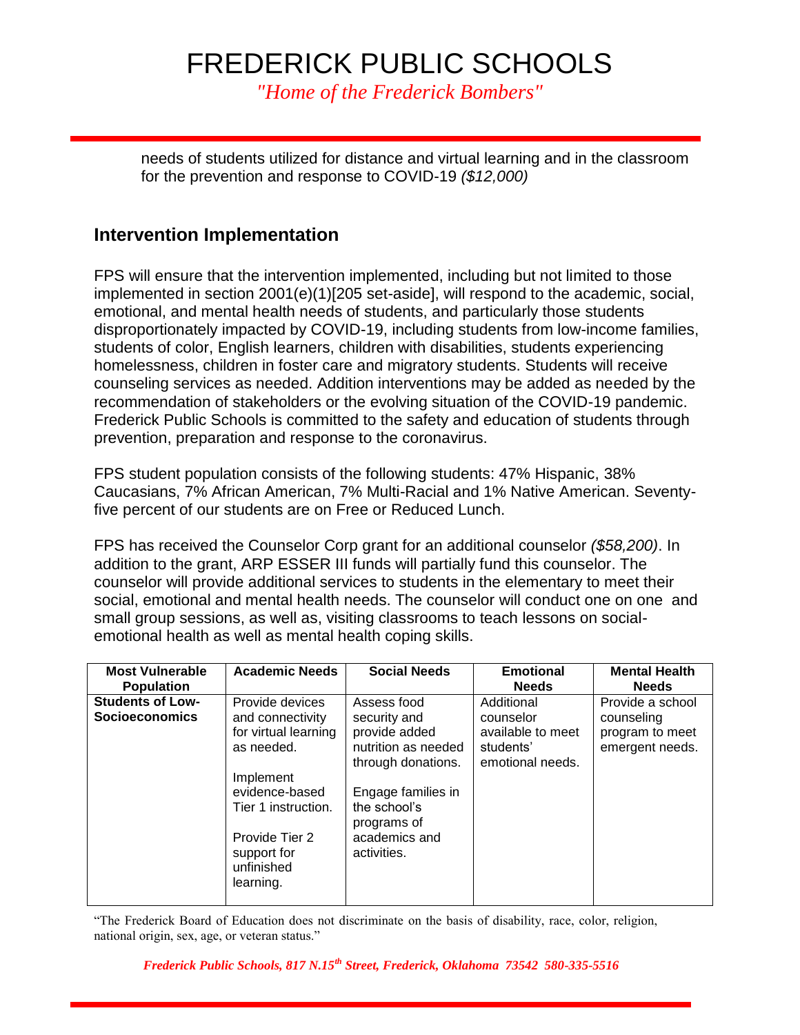needs of students utilized for distance and virtual learning and in the classroom for the prevention and response to COVID-19 *($12,000)*

## Intervention Implementation

FPS will ensure that the intervention implemented, including but not limited to those implemented in section 2001(e)(1)[205 set-aside], will respond to the academic, social, emotional, and mental health needs of students, and particularly those students disproportionately impacted by COVID-19, including students from low-income families, students of color, English learners, children with disabilities, students experiencing homelessness, children in foster care and migratory students. Students will receive counseling services as needed. Addition interventions may be added as needed by the recommendation of stakeholders or the evolving situation of the COVID-19 pandemic. Frederick Public Schools is committed to the safety and education of students through prevention, preparation and response to the coronavirus.

FPS student population consists of the following students: 47% Hispanic, 38% Caucasians, 7% African American, 7% Multi-Racial and 1% Native American. Seventy-five percent of our students are on Free or Reduced Lunch.

FPS has received the Counselor Corp grant for an additional counselor *($58,200)*. In addition to the grant, ARP ESSER III funds will partially fund this counselor. The counselor will provide additional services to students in the elementary to meet their social, emotional and mental health needs. The counselor will conduct one on one and small group sessions, as well as, visiting classrooms to teach lessons on social-emotional health as well as mental health coping skills.

| Most Vulnerable Population | Academic Needs | Social Needs | Emotional Needs | Mental Health Needs |
|---|---|---|---|---|
| **Students of Low-Socioeconomics** | Provide devices and connectivity for virtual learning as needed.<br><br>Implement evidence-based Tier 1 instruction.<br><br>Provide Tier 2 support for unfinished learning. | Assess food security and provide added nutrition as needed through donations.<br><br>Engage families in the school's programs of academics and activities. | Additional counselor available to meet students' emotional needs. | Provide a school counseling program to meet emergent needs. |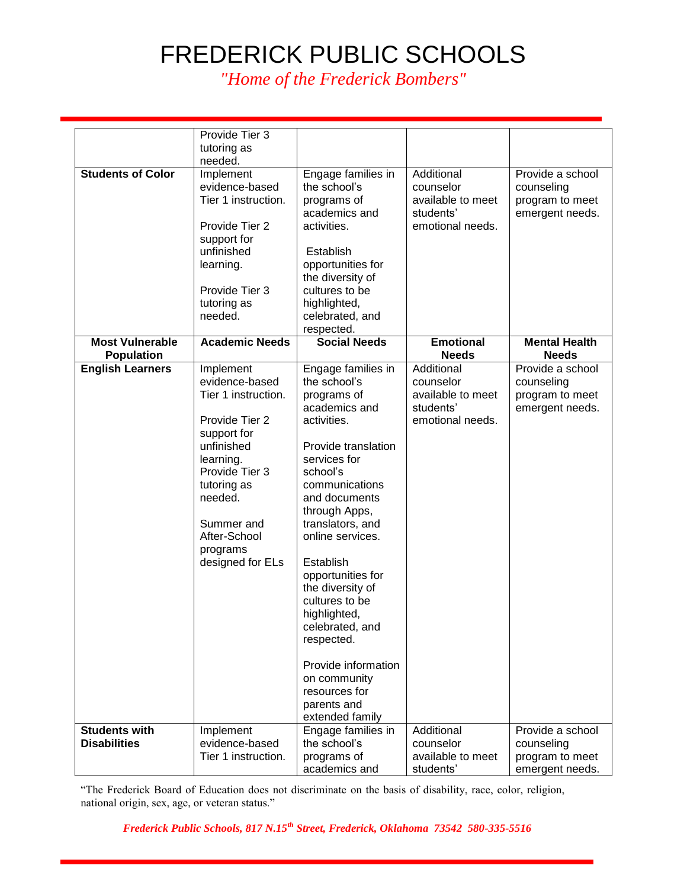# FREDERICK PUBLIC SCHOOLS

*"Home of the Frederick Bombers"*

| | | | | |
|---|---|---|---|---|
| | Provide Tier 3 tutoring as needed. | | | |
| **Students of Color** | Implement evidence-based Tier 1 instruction.<br><br>Provide Tier 2 support for unfinished learning.<br><br>Provide Tier 3 tutoring as needed. | Engage families in the school's programs of academics and activities.<br><br>Establish opportunities for the diversity of cultures to be highlighted, celebrated, and respected. | Additional counselor available to meet students' emotional needs. | Provide a school counseling program to meet emergent needs. |
| **Most Vulnerable Population** | **Academic Needs** | **Social Needs** | **Emotional Needs** | **Mental Health Needs** |
| **English Learners** | Implement evidence-based Tier 1 instruction.<br><br>Provide Tier 2 support for unfinished learning.<br>Provide Tier 3 tutoring as needed.<br><br>Summer and After-School programs designed for ELs | Engage families in the school's programs of academics and activities.<br><br>Provide translation services for school's communications and documents through Apps, translators, and online services.<br><br>Establish opportunities for the diversity of cultures to be highlighted, celebrated, and respected.<br><br>Provide information on community resources for parents and extended family | Additional counselor available to meet students' emotional needs. | Provide a school counseling program to meet emergent needs. |
| **Students with Disabilities** | Implement evidence-based Tier 1 instruction. | Engage families in the school's programs of academics and | Additional counselor available to meet students' | Provide a school counseling program to meet emergent needs. |

"The Frederick Board of Education does not discriminate on the basis of disability, race, color, religion, national origin, sex, age, or veteran status."

*Frederick Public Schools, 817 N.15th Street, Frederick, Oklahoma 73542 580-335-5516*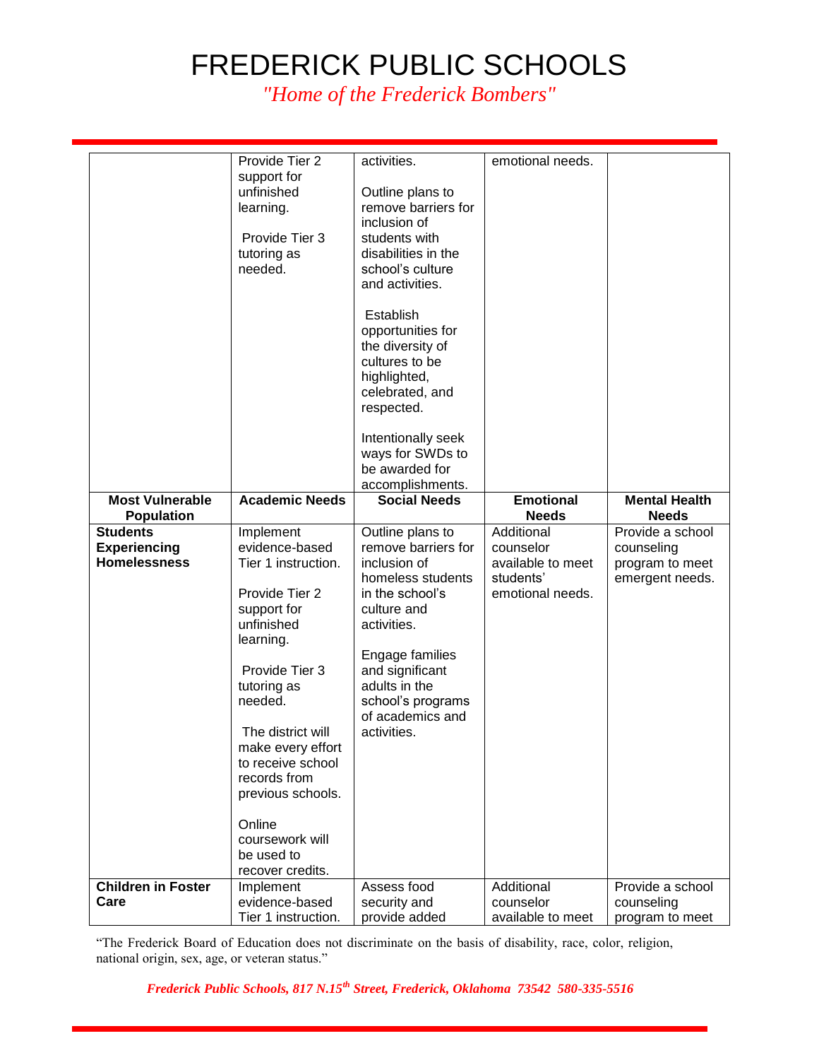# FREDERICK PUBLIC SCHOOLS

*"Home of the Frederick Bombers"*

| | | | | |
|---|---|---|---|---|
| | Provide Tier 2 support for unfinished learning.<br><br>Provide Tier 3 tutoring as needed. | activities.<br><br>Outline plans to remove barriers for inclusion of students with disabilities in the school's culture and activities.<br><br>Establish opportunities for the diversity of cultures to be highlighted, celebrated, and respected.<br><br>Intentionally seek ways for SWDs to be awarded for accomplishments. | emotional needs. | |
| **Most Vulnerable Population** | **Academic Needs** | **Social Needs** | **Emotional Needs** | **Mental Health Needs** |
| **Students Experiencing Homelessness** | Implement evidence-based Tier 1 instruction.<br><br>Provide Tier 2 support for unfinished learning.<br><br>Provide Tier 3 tutoring as needed.<br><br>The district will make every effort to receive school records from previous schools.<br><br>Online coursework will be used to recover credits. | Outline plans to remove barriers for inclusion of homeless students in the school's culture and activities.<br><br>Engage families and significant adults in the school's programs of academics and activities. | Additional counselor available to meet students' emotional needs. | Provide a school counseling program to meet emergent needs. |
| **Children in Foster Care** | Implement evidence-based Tier 1 instruction. | Assess food security and provide added | Additional counselor available to meet | Provide a school counseling program to meet |

"The Frederick Board of Education does not discriminate on the basis of disability, race, color, religion, national origin, sex, age, or veteran status."

*Frederick Public Schools, 817 N.15th Street, Frederick, Oklahoma 73542 580-335-5516*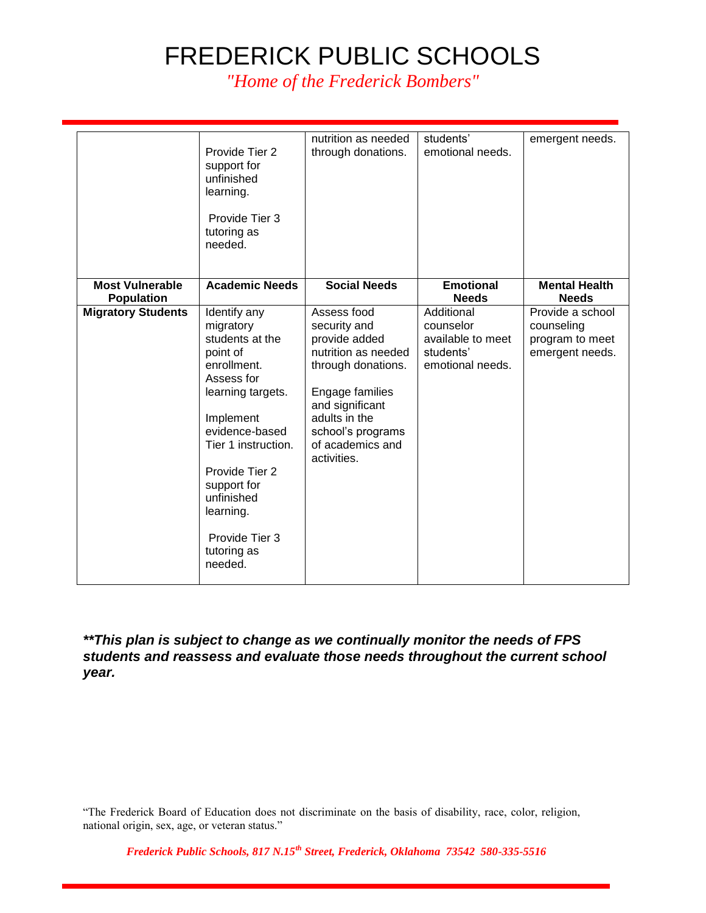# FREDERICK PUBLIC SCHOOLS

*"Home of the Frederick Bombers"*

| | | | | |
|---|---|---|---|---|
| | Provide Tier 2 support for unfinished learning.<br><br>Provide Tier 3 tutoring as needed. | nutrition as needed through donations. | students' emotional needs. | emergent needs. |
| **Most Vulnerable Population** | **Academic Needs** | **Social Needs** | **Emotional Needs** | **Mental Health Needs** |
| **Migratory Students** | Identify any migratory students at the point of enrollment. Assess for learning targets.<br><br>Implement evidence-based Tier 1 instruction.<br><br>Provide Tier 2 support for unfinished learning.<br><br>Provide Tier 3 tutoring as needed. | Assess food security and provide added nutrition as needed through donations.<br><br>Engage families and significant adults in the school's programs of academics and activities. | Additional counselor available to meet students' emotional needs. | Provide a school counseling program to meet emergent needs. |

***\*\*This plan is subject to change as we continually monitor the needs of FPS students and reassess and evaluate those needs throughout the current school year.***

"The Frederick Board of Education does not discriminate on the basis of disability, race, color, religion, national origin, sex, age, or veteran status."

*Frederick Public Schools, 817 N.15th Street, Frederick, Oklahoma 73542 580-335-5516*